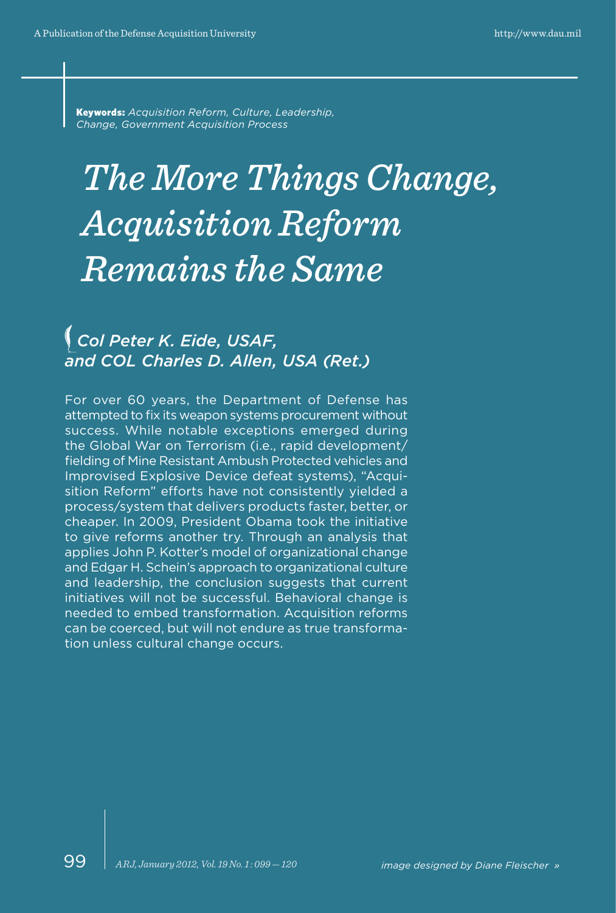**Keywords:** *Acquisition Reform, Culture, Leadership, Change, Government Acquisition Process*

# *The More Things Change, Acquisition Reform Remains the Same*

## *Col Peter K. Eide, USAF, and COL Charles D. Allen, USA (Ret.)*

For over 60 years, the Department of Defense has attempted to fix its weapon systems procurement without success. While notable exceptions emerged during the Global War on Terrorism (i.e., rapid development/fielding of Mine Resistant Ambush Protected vehicles and Improvised Explosive Device defeat systems), "Acquisition Reform" efforts have not consistently yielded a process/system that delivers products faster, better, or cheaper. In 2009, President Obama took the initiative to give reforms another try. Through an analysis that applies John P. Kotter's model of organizational change and Edgar H. Schein's approach to organizational culture and leadership, the conclusion suggests that current initiatives will not be successful. Behavioral change is needed to embed transformation. Acquisition reforms can be coerced, but will not endure as true transformation unless cultural change occurs.

*image designed by Diane Fleischer »*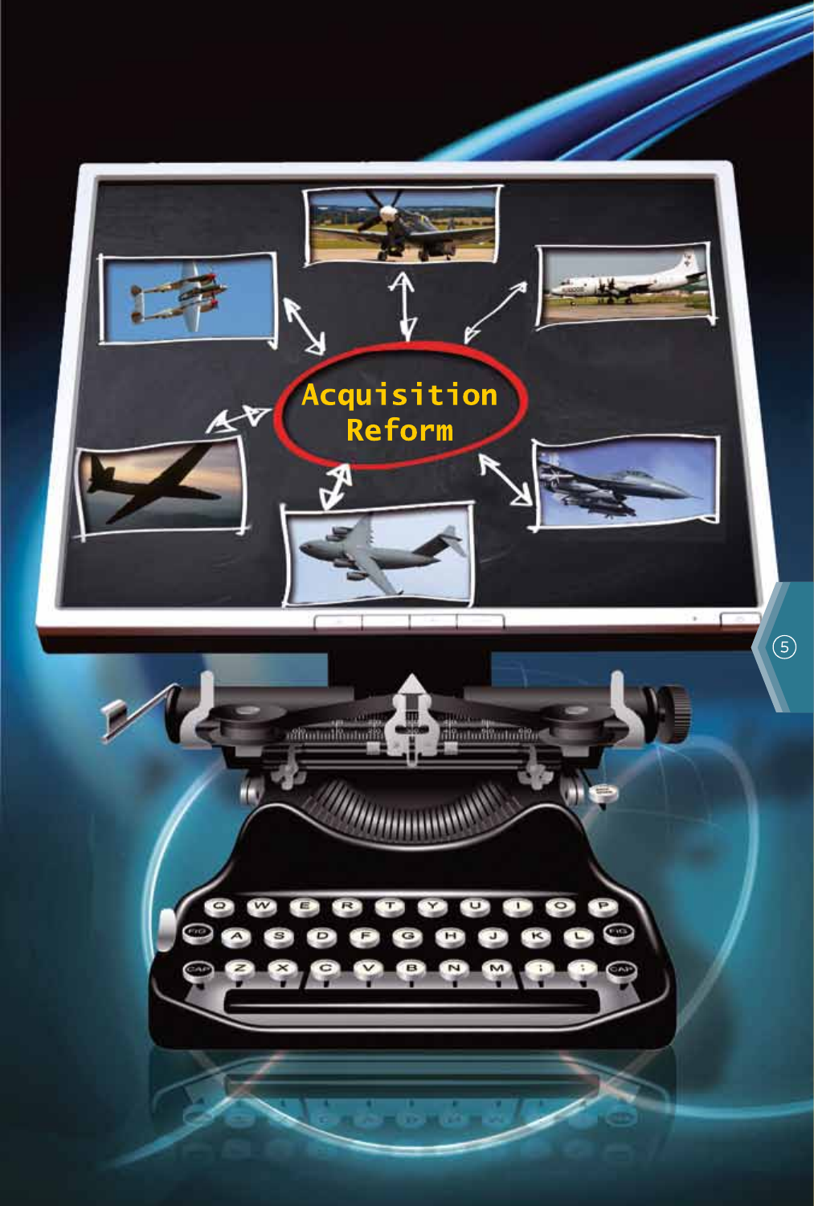# Acquisition Reform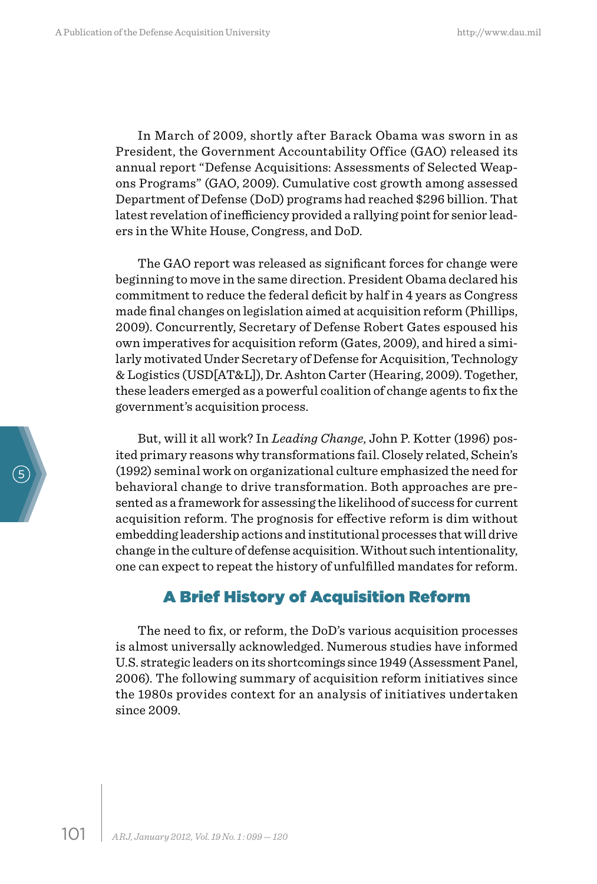In March of 2009, shortly after Barack Obama was sworn in as President, the Government Accountability Office (GAO) released its annual report "Defense Acquisitions: Assessments of Selected Weapons Programs" (GAO, 2009). Cumulative cost growth among assessed Department of Defense (DoD) programs had reached $296 billion. That latest revelation of inefficiency provided a rallying point for senior leaders in the White House, Congress, and DoD.

The GAO report was released as significant forces for change were beginning to move in the same direction. President Obama declared his commitment to reduce the federal deficit by half in 4 years as Congress made final changes on legislation aimed at acquisition reform (Phillips, 2009). Concurrently, Secretary of Defense Robert Gates espoused his own imperatives for acquisition reform (Gates, 2009), and hired a similarly motivated Under Secretary of Defense for Acquisition, Technology & Logistics (USD[AT&L]), Dr. Ashton Carter (Hearing, 2009). Together, these leaders emerged as a powerful coalition of change agents to fix the government's acquisition process.

But, will it all work? In *Leading Change*, John P. Kotter (1996) posited primary reasons why transformations fail. Closely related, Schein's (1992) seminal work on organizational culture emphasized the need for behavioral change to drive transformation. Both approaches are presented as a framework for assessing the likelihood of success for current acquisition reform. The prognosis for effective reform is dim without embedding leadership actions and institutional processes that will drive change in the culture of defense acquisition. Without such intentionality, one can expect to repeat the history of unfulfilled mandates for reform.

## A Brief History of Acquisition Reform

The need to fix, or reform, the DoD's various acquisition processes is almost universally acknowledged. Numerous studies have informed U.S. strategic leaders on its shortcomings since 1949 (Assessment Panel, 2006). The following summary of acquisition reform initiatives since the 1980s provides context for an analysis of initiatives undertaken since 2009.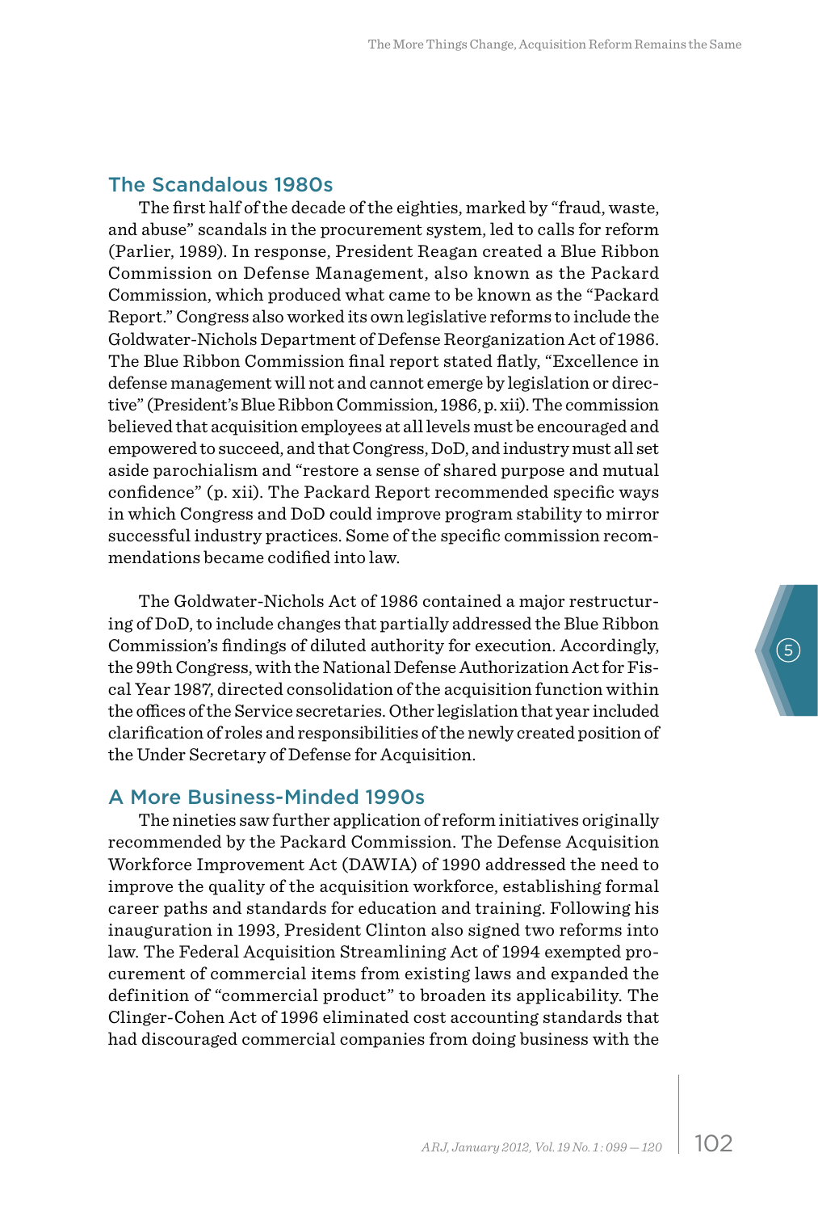## The Scandalous 1980s

The first half of the decade of the eighties, marked by "fraud, waste, and abuse" scandals in the procurement system, led to calls for reform (Parlier, 1989). In response, President Reagan created a Blue Ribbon Commission on Defense Management, also known as the Packard Commission, which produced what came to be known as the "Packard Report." Congress also worked its own legislative reforms to include the Goldwater-Nichols Department of Defense Reorganization Act of 1986. The Blue Ribbon Commission final report stated flatly, "Excellence in defense management will not and cannot emerge by legislation or directive" (President's Blue Ribbon Commission, 1986, p. xii). The commission believed that acquisition employees at all levels must be encouraged and empowered to succeed, and that Congress, DoD, and industry must all set aside parochialism and "restore a sense of shared purpose and mutual confidence" (p. xii). The Packard Report recommended specific ways in which Congress and DoD could improve program stability to mirror successful industry practices. Some of the specific commission recommendations became codified into law.

The Goldwater-Nichols Act of 1986 contained a major restructuring of DoD, to include changes that partially addressed the Blue Ribbon Commission's findings of diluted authority for execution. Accordingly, the 99th Congress, with the National Defense Authorization Act for Fiscal Year 1987, directed consolidation of the acquisition function within the offices of the Service secretaries. Other legislation that year included clarification of roles and responsibilities of the newly created position of the Under Secretary of Defense for Acquisition.

## A More Business-Minded 1990s

The nineties saw further application of reform initiatives originally recommended by the Packard Commission. The Defense Acquisition Workforce Improvement Act (DAWIA) of 1990 addressed the need to improve the quality of the acquisition workforce, establishing formal career paths and standards for education and training. Following his inauguration in 1993, President Clinton also signed two reforms into law. The Federal Acquisition Streamlining Act of 1994 exempted procurement of commercial items from existing laws and expanded the definition of "commercial product" to broaden its applicability. The Clinger-Cohen Act of 1996 eliminated cost accounting standards that had discouraged commercial companies from doing business with the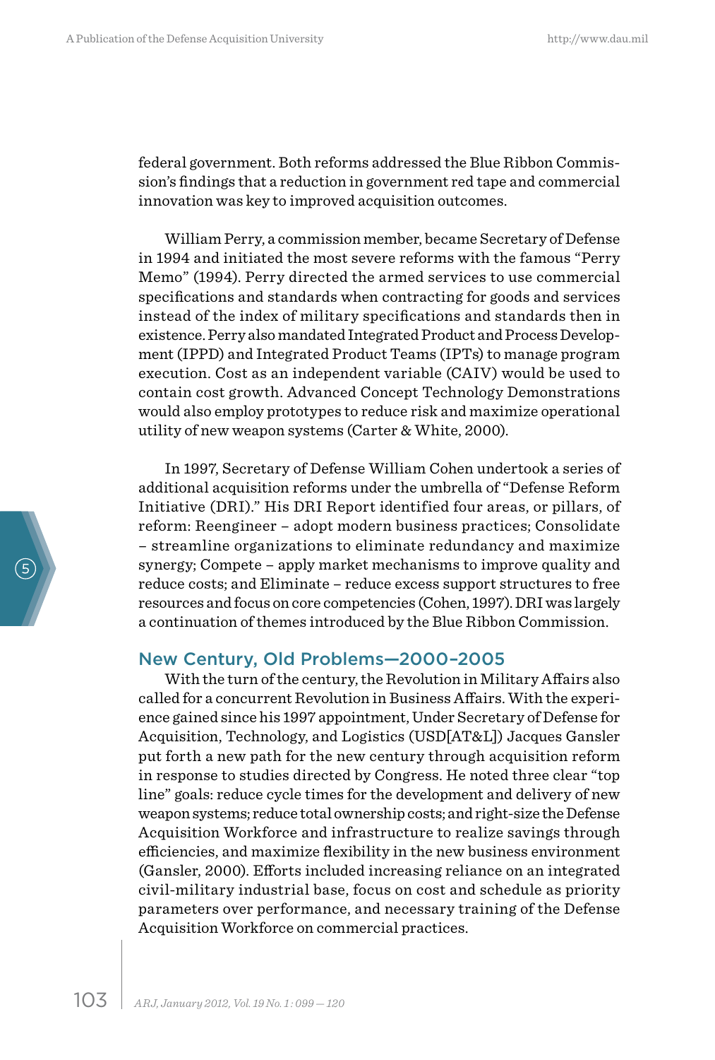federal government. Both reforms addressed the Blue Ribbon Commission's findings that a reduction in government red tape and commercial innovation was key to improved acquisition outcomes.

William Perry, a commission member, became Secretary of Defense in 1994 and initiated the most severe reforms with the famous "Perry Memo" (1994). Perry directed the armed services to use commercial specifications and standards when contracting for goods and services instead of the index of military specifications and standards then in existence. Perry also mandated Integrated Product and Process Development (IPPD) and Integrated Product Teams (IPTs) to manage program execution. Cost as an independent variable (CAIV) would be used to contain cost growth. Advanced Concept Technology Demonstrations would also employ prototypes to reduce risk and maximize operational utility of new weapon systems (Carter & White, 2000).

In 1997, Secretary of Defense William Cohen undertook a series of additional acquisition reforms under the umbrella of "Defense Reform Initiative (DRI)." His DRI Report identified four areas, or pillars, of reform: Reengineer – adopt modern business practices; Consolidate – streamline organizations to eliminate redundancy and maximize synergy; Compete – apply market mechanisms to improve quality and reduce costs; and Eliminate – reduce excess support structures to free resources and focus on core competencies (Cohen, 1997). DRI was largely a continuation of themes introduced by the Blue Ribbon Commission.

## New Century, Old Problems—2000–2005

With the turn of the century, the Revolution in Military Affairs also called for a concurrent Revolution in Business Affairs. With the experience gained since his 1997 appointment, Under Secretary of Defense for Acquisition, Technology, and Logistics (USD[AT&L]) Jacques Gansler put forth a new path for the new century through acquisition reform in response to studies directed by Congress. He noted three clear "top line" goals: reduce cycle times for the development and delivery of new weapon systems; reduce total ownership costs; and right-size the Defense Acquisition Workforce and infrastructure to realize savings through efficiencies, and maximize flexibility in the new business environment (Gansler, 2000). Efforts included increasing reliance on an integrated civil-military industrial base, focus on cost and schedule as priority parameters over performance, and necessary training of the Defense Acquisition Workforce on commercial practices.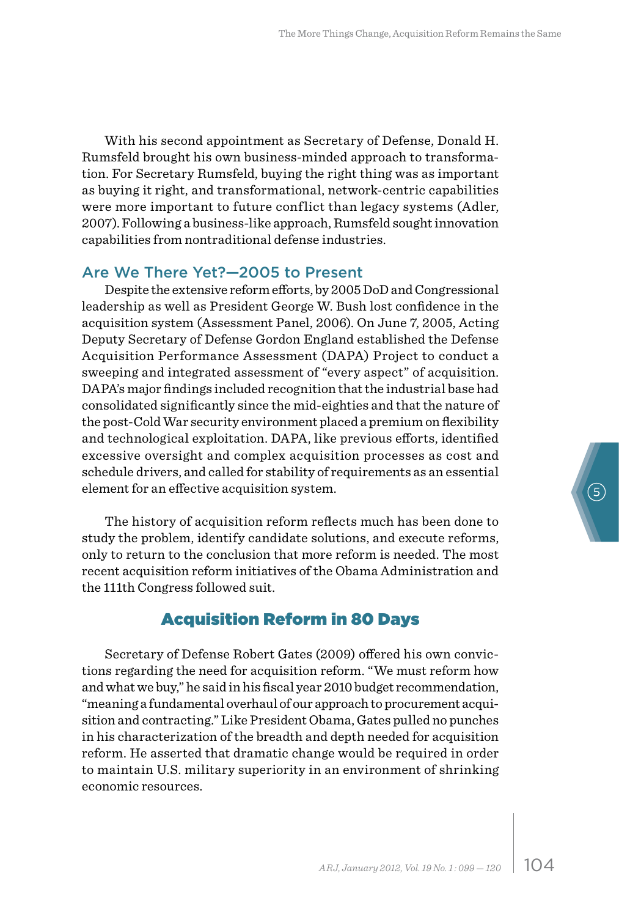With his second appointment as Secretary of Defense, Donald H. Rumsfeld brought his own business-minded approach to transformation. For Secretary Rumsfeld, buying the right thing was as important as buying it right, and transformational, network-centric capabilities were more important to future conflict than legacy systems (Adler, 2007). Following a business-like approach, Rumsfeld sought innovation capabilities from nontraditional defense industries.

### Are We There Yet?—2005 to Present

Despite the extensive reform efforts, by 2005 DoD and Congressional leadership as well as President George W. Bush lost confidence in the acquisition system (Assessment Panel, 2006). On June 7, 2005, Acting Deputy Secretary of Defense Gordon England established the Defense Acquisition Performance Assessment (DAPA) Project to conduct a sweeping and integrated assessment of "every aspect" of acquisition. DAPA's major findings included recognition that the industrial base had consolidated significantly since the mid-eighties and that the nature of the post-Cold War security environment placed a premium on flexibility and technological exploitation. DAPA, like previous efforts, identified excessive oversight and complex acquisition processes as cost and schedule drivers, and called for stability of requirements as an essential element for an effective acquisition system.

The history of acquisition reform reflects much has been done to study the problem, identify candidate solutions, and execute reforms, only to return to the conclusion that more reform is needed. The most recent acquisition reform initiatives of the Obama Administration and the 111th Congress followed suit.

## Acquisition Reform in 80 Days

Secretary of Defense Robert Gates (2009) offered his own convictions regarding the need for acquisition reform. "We must reform how and what we buy," he said in his fiscal year 2010 budget recommendation, "meaning a fundamental overhaul of our approach to procurement acquisition and contracting." Like President Obama, Gates pulled no punches in his characterization of the breadth and depth needed for acquisition reform. He asserted that dramatic change would be required in order to maintain U.S. military superiority in an environment of shrinking economic resources.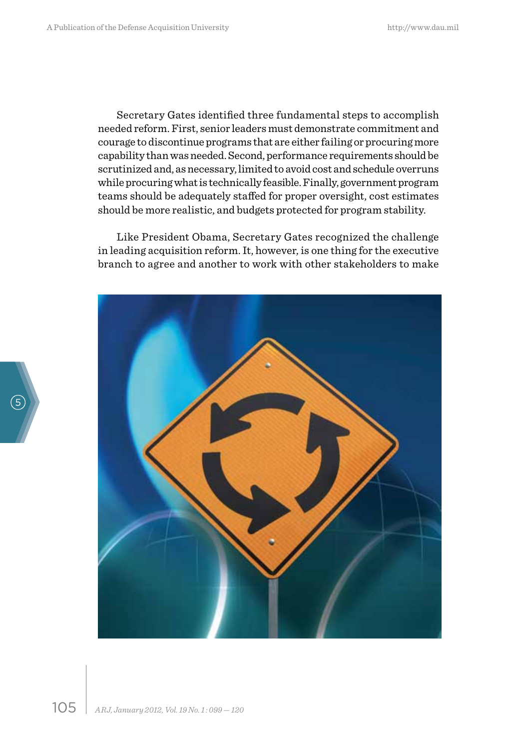Secretary Gates identified three fundamental steps to accomplish needed reform. First, senior leaders must demonstrate commitment and courage to discontinue programs that are either failing or procuring more capability than was needed. Second, performance requirements should be scrutinized and, as necessary, limited to avoid cost and schedule overruns while procuring what is technically feasible. Finally, government program teams should be adequately staffed for proper oversight, cost estimates should be more realistic, and budgets protected for program stability.

Like President Obama, Secretary Gates recognized the challenge in leading acquisition reform. It, however, is one thing for the executive branch to agree and another to work with other stakeholders to make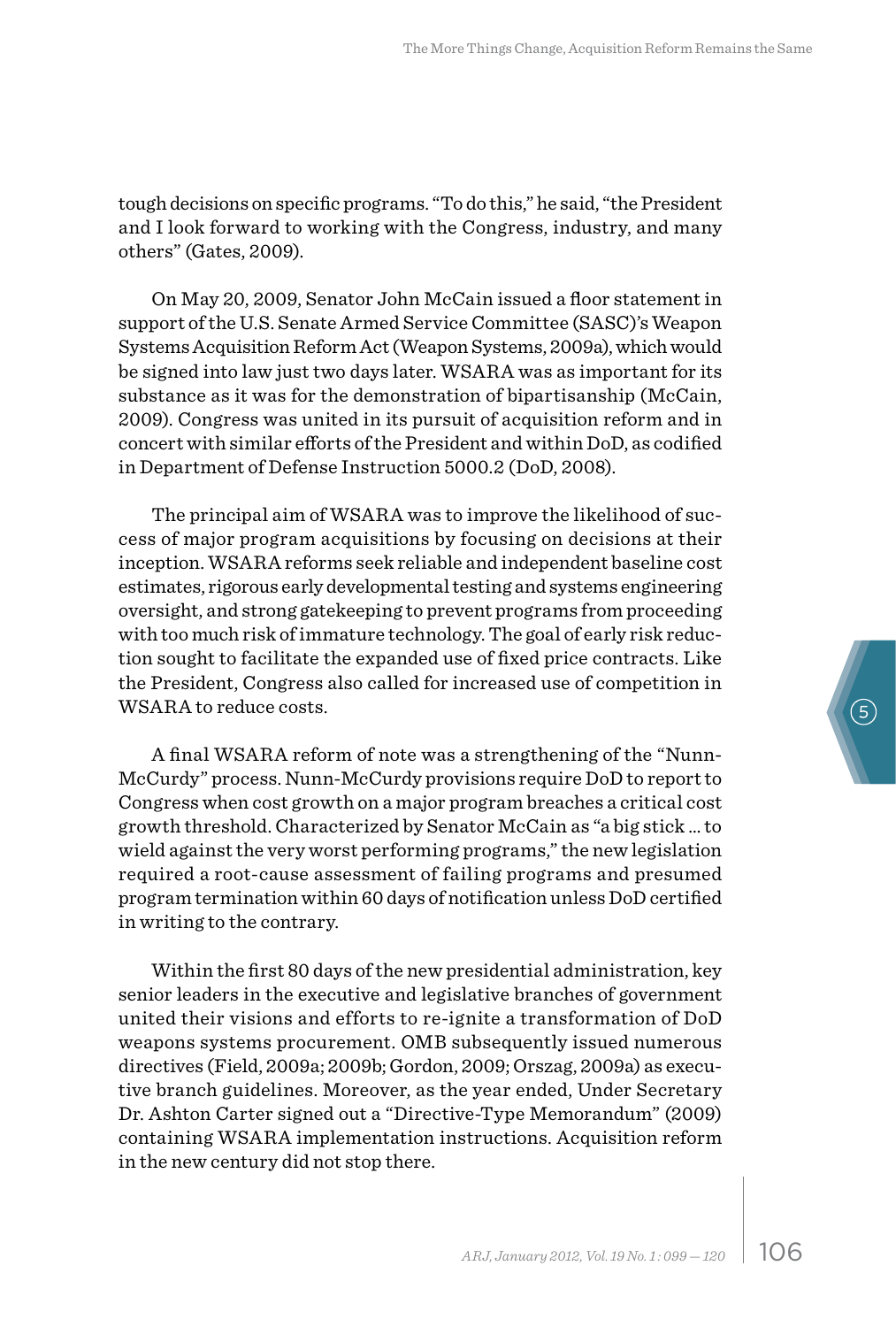tough decisions on specific programs. "To do this," he said, "the President and I look forward to working with the Congress, industry, and many others" (Gates, 2009).

On May 20, 2009, Senator John McCain issued a floor statement in support of the U.S. Senate Armed Service Committee (SASC)'s Weapon Systems Acquisition Reform Act (Weapon Systems, 2009a), which would be signed into law just two days later. WSARA was as important for its substance as it was for the demonstration of bipartisanship (McCain, 2009). Congress was united in its pursuit of acquisition reform and in concert with similar efforts of the President and within DoD, as codified in Department of Defense Instruction 5000.2 (DoD, 2008).

The principal aim of WSARA was to improve the likelihood of success of major program acquisitions by focusing on decisions at their inception. WSARA reforms seek reliable and independent baseline cost estimates, rigorous early developmental testing and systems engineering oversight, and strong gatekeeping to prevent programs from proceeding with too much risk of immature technology. The goal of early risk reduction sought to facilitate the expanded use of fixed price contracts. Like the President, Congress also called for increased use of competition in WSARA to reduce costs.

A final WSARA reform of note was a strengthening of the "Nunn-McCurdy" process. Nunn-McCurdy provisions require DoD to report to Congress when cost growth on a major program breaches a critical cost growth threshold. Characterized by Senator McCain as "a big stick ... to wield against the very worst performing programs," the new legislation required a root-cause assessment of failing programs and presumed program termination within 60 days of notification unless DoD certified in writing to the contrary.

Within the first 80 days of the new presidential administration, key senior leaders in the executive and legislative branches of government united their visions and efforts to re-ignite a transformation of DoD weapons systems procurement. OMB subsequently issued numerous directives (Field, 2009a; 2009b; Gordon, 2009; Orszag, 2009a) as executive branch guidelines. Moreover, as the year ended, Under Secretary Dr. Ashton Carter signed out a "Directive-Type Memorandum" (2009) containing WSARA implementation instructions. Acquisition reform in the new century did not stop there.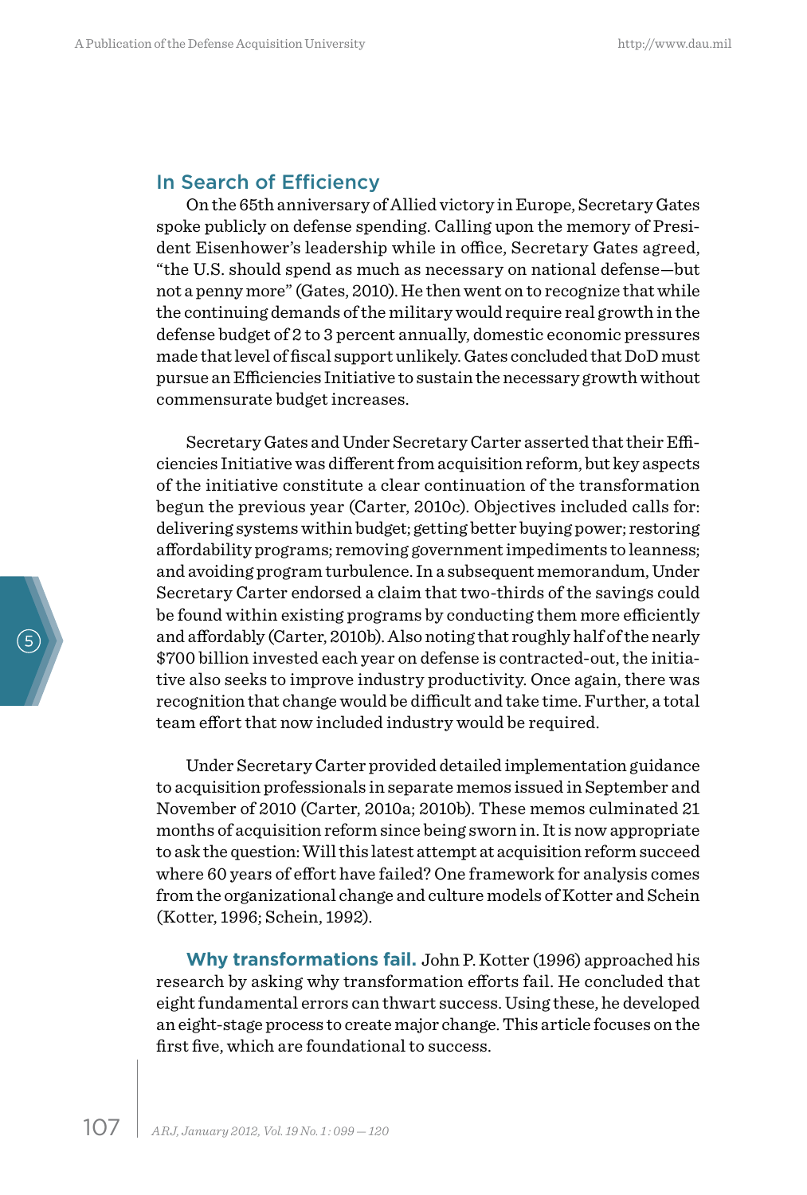## In Search of Efficiency

On the 65th anniversary of Allied victory in Europe, Secretary Gates spoke publicly on defense spending. Calling upon the memory of President Eisenhower's leadership while in office, Secretary Gates agreed, "the U.S. should spend as much as necessary on national defense—but not a penny more" (Gates, 2010). He then went on to recognize that while the continuing demands of the military would require real growth in the defense budget of 2 to 3 percent annually, domestic economic pressures made that level of fiscal support unlikely. Gates concluded that DoD must pursue an Efficiencies Initiative to sustain the necessary growth without commensurate budget increases.

Secretary Gates and Under Secretary Carter asserted that their Efficiencies Initiative was different from acquisition reform, but key aspects of the initiative constitute a clear continuation of the transformation begun the previous year (Carter, 2010c). Objectives included calls for: delivering systems within budget; getting better buying power; restoring affordability programs; removing government impediments to leanness; and avoiding program turbulence. In a subsequent memorandum, Under Secretary Carter endorsed a claim that two-thirds of the savings could be found within existing programs by conducting them more efficiently and affordably (Carter, 2010b). Also noting that roughly half of the nearly $700 billion invested each year on defense is contracted-out, the initiative also seeks to improve industry productivity. Once again, there was recognition that change would be difficult and take time. Further, a total team effort that now included industry would be required.

Under Secretary Carter provided detailed implementation guidance to acquisition professionals in separate memos issued in September and November of 2010 (Carter, 2010a; 2010b). These memos culminated 21 months of acquisition reform since being sworn in. It is now appropriate to ask the question: Will this latest attempt at acquisition reform succeed where 60 years of effort have failed? One framework for analysis comes from the organizational change and culture models of Kotter and Schein (Kotter, 1996; Schein, 1992).

**Why transformations fail.** John P. Kotter (1996) approached his research by asking why transformation efforts fail. He concluded that eight fundamental errors can thwart success. Using these, he developed an eight-stage process to create major change. This article focuses on the first five, which are foundational to success.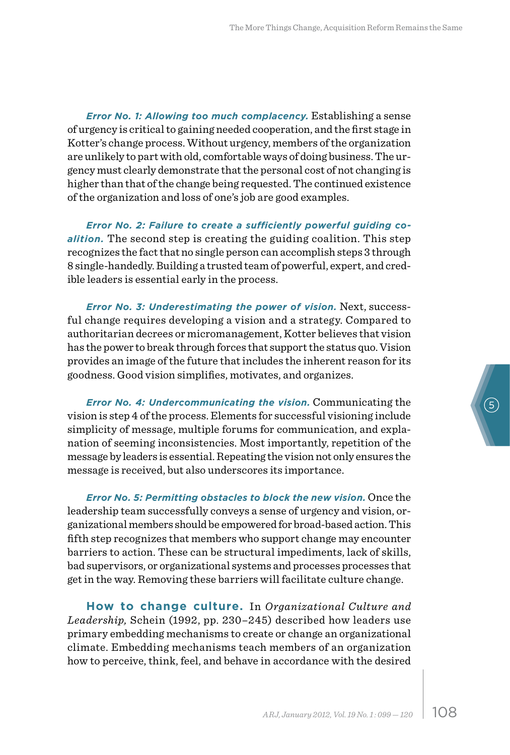***Error No. 1: Allowing too much complacency.*** Establishing a sense of urgency is critical to gaining needed cooperation, and the first stage in Kotter's change process. Without urgency, members of the organization are unlikely to part with old, comfortable ways of doing business. The urgency must clearly demonstrate that the personal cost of not changing is higher than that of the change being requested. The continued existence of the organization and loss of one's job are good examples.

***Error No. 2: Failure to create a sufficiently powerful guiding coalition.*** The second step is creating the guiding coalition. This step recognizes the fact that no single person can accomplish steps 3 through 8 single-handedly. Building a trusted team of powerful, expert, and credible leaders is essential early in the process.

***Error No. 3: Underestimating the power of vision.*** Next, successful change requires developing a vision and a strategy. Compared to authoritarian decrees or micromanagement, Kotter believes that vision has the power to break through forces that support the status quo. Vision provides an image of the future that includes the inherent reason for its goodness. Good vision simplifies, motivates, and organizes.

***Error No. 4: Undercommunicating the vision.*** Communicating the vision is step 4 of the process. Elements for successful visioning include simplicity of message, multiple forums for communication, and explanation of seeming inconsistencies. Most importantly, repetition of the message by leaders is essential. Repeating the vision not only ensures the message is received, but also underscores its importance.

***Error No. 5: Permitting obstacles to block the new vision.*** Once the leadership team successfully conveys a sense of urgency and vision, organizational members should be empowered for broad-based action. This fifth step recognizes that members who support change may encounter barriers to action. These can be structural impediments, lack of skills, bad supervisors, or organizational systems and processes processes that get in the way. Removing these barriers will facilitate culture change.

**How to change culture.** In *Organizational Culture and Leadership,* Schein (1992, pp. 230–245) described how leaders use primary embedding mechanisms to create or change an organizational climate. Embedding mechanisms teach members of an organization how to perceive, think, feel, and behave in accordance with the desired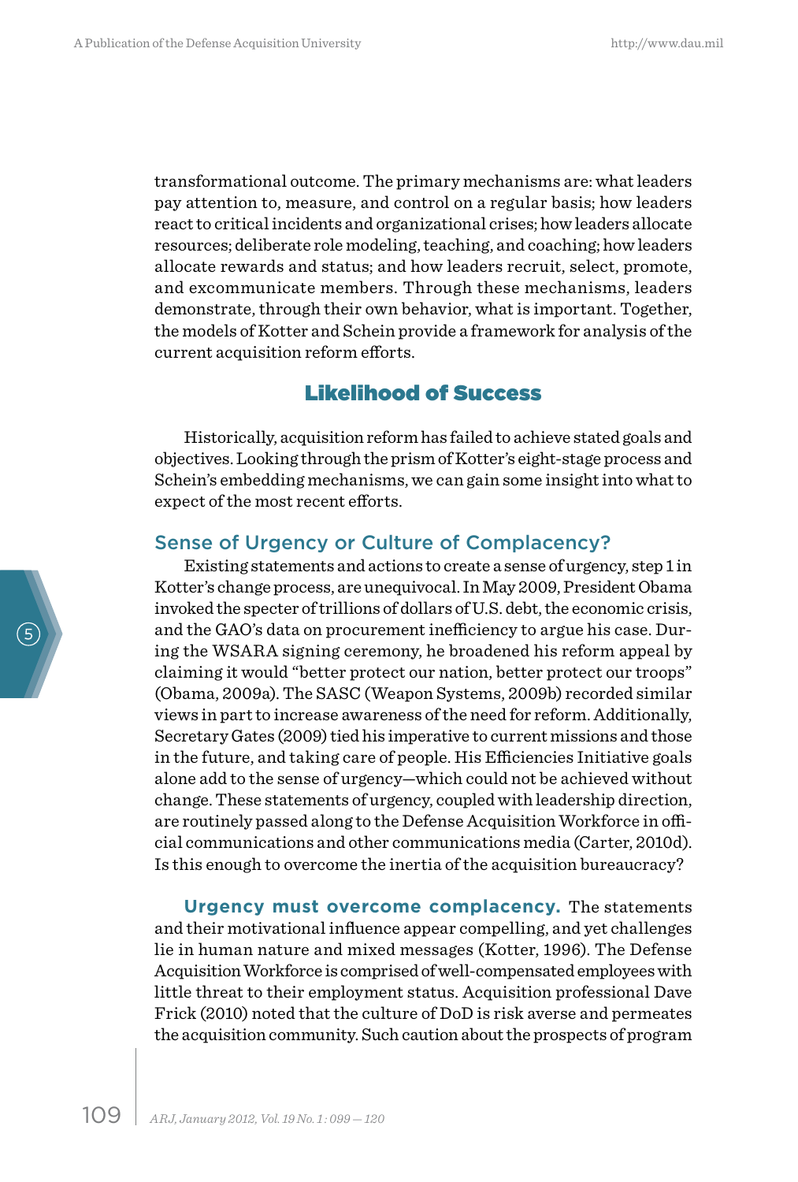transformational outcome. The primary mechanisms are: what leaders pay attention to, measure, and control on a regular basis; how leaders react to critical incidents and organizational crises; how leaders allocate resources; deliberate role modeling, teaching, and coaching; how leaders allocate rewards and status; and how leaders recruit, select, promote, and excommunicate members. Through these mechanisms, leaders demonstrate, through their own behavior, what is important. Together, the models of Kotter and Schein provide a framework for analysis of the current acquisition reform efforts.

## Likelihood of Success

Historically, acquisition reform has failed to achieve stated goals and objectives. Looking through the prism of Kotter's eight-stage process and Schein's embedding mechanisms, we can gain some insight into what to expect of the most recent efforts.

### Sense of Urgency or Culture of Complacency?

Existing statements and actions to create a sense of urgency, step 1 in Kotter's change process, are unequivocal. In May 2009, President Obama invoked the specter of trillions of dollars of U.S. debt, the economic crisis, and the GAO's data on procurement inefficiency to argue his case. During the WSARA signing ceremony, he broadened his reform appeal by claiming it would "better protect our nation, better protect our troops" (Obama, 2009a). The SASC (Weapon Systems, 2009b) recorded similar views in part to increase awareness of the need for reform. Additionally, Secretary Gates (2009) tied his imperative to current missions and those in the future, and taking care of people. His Efficiencies Initiative goals alone add to the sense of urgency—which could not be achieved without change. These statements of urgency, coupled with leadership direction, are routinely passed along to the Defense Acquisition Workforce in official communications and other communications media (Carter, 2010d). Is this enough to overcome the inertia of the acquisition bureaucracy?

**Urgency must overcome complacency.** The statements and their motivational influence appear compelling, and yet challenges lie in human nature and mixed messages (Kotter, 1996). The Defense Acquisition Workforce is comprised of well-compensated employees with little threat to their employment status. Acquisition professional Dave Frick (2010) noted that the culture of DoD is risk averse and permeates the acquisition community. Such caution about the prospects of program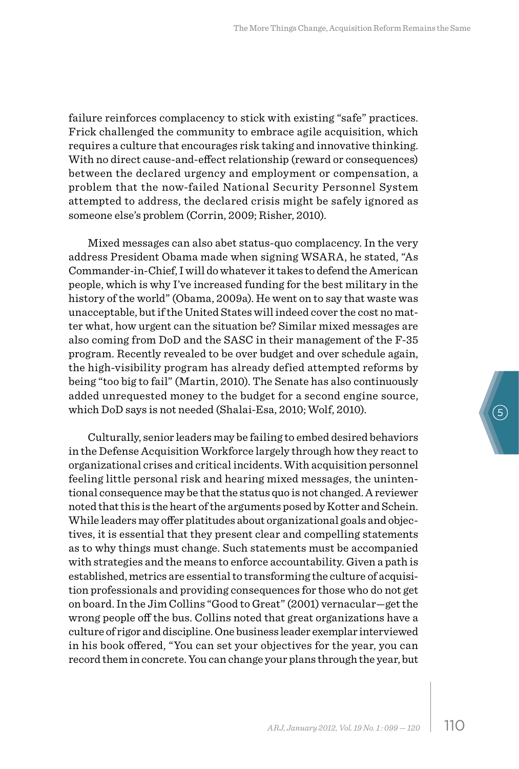failure reinforces complacency to stick with existing "safe" practices. Frick challenged the community to embrace agile acquisition, which requires a culture that encourages risk taking and innovative thinking. With no direct cause-and-effect relationship (reward or consequences) between the declared urgency and employment or compensation, a problem that the now-failed National Security Personnel System attempted to address, the declared crisis might be safely ignored as someone else's problem (Corrin, 2009; Risher, 2010).

Mixed messages can also abet status-quo complacency. In the very address President Obama made when signing WSARA, he stated, "As Commander-in-Chief, I will do whatever it takes to defend the American people, which is why I've increased funding for the best military in the history of the world" (Obama, 2009a). He went on to say that waste was unacceptable, but if the United States will indeed cover the cost no matter what, how urgent can the situation be? Similar mixed messages are also coming from DoD and the SASC in their management of the F-35 program. Recently revealed to be over budget and over schedule again, the high-visibility program has already defied attempted reforms by being "too big to fail" (Martin, 2010). The Senate has also continuously added unrequested money to the budget for a second engine source, which DoD says is not needed (Shalai-Esa, 2010; Wolf, 2010).

Culturally, senior leaders may be failing to embed desired behaviors in the Defense Acquisition Workforce largely through how they react to organizational crises and critical incidents. With acquisition personnel feeling little personal risk and hearing mixed messages, the unintentional consequence may be that the status quo is not changed. A reviewer noted that this is the heart of the arguments posed by Kotter and Schein. While leaders may offer platitudes about organizational goals and objectives, it is essential that they present clear and compelling statements as to why things must change. Such statements must be accompanied with strategies and the means to enforce accountability. Given a path is established, metrics are essential to transforming the culture of acquisition professionals and providing consequences for those who do not get on board. In the Jim Collins "Good to Great" (2001) vernacular—get the wrong people off the bus. Collins noted that great organizations have a culture of rigor and discipline. One business leader exemplar interviewed in his book offered, "You can set your objectives for the year, you can record them in concrete. You can change your plans through the year, but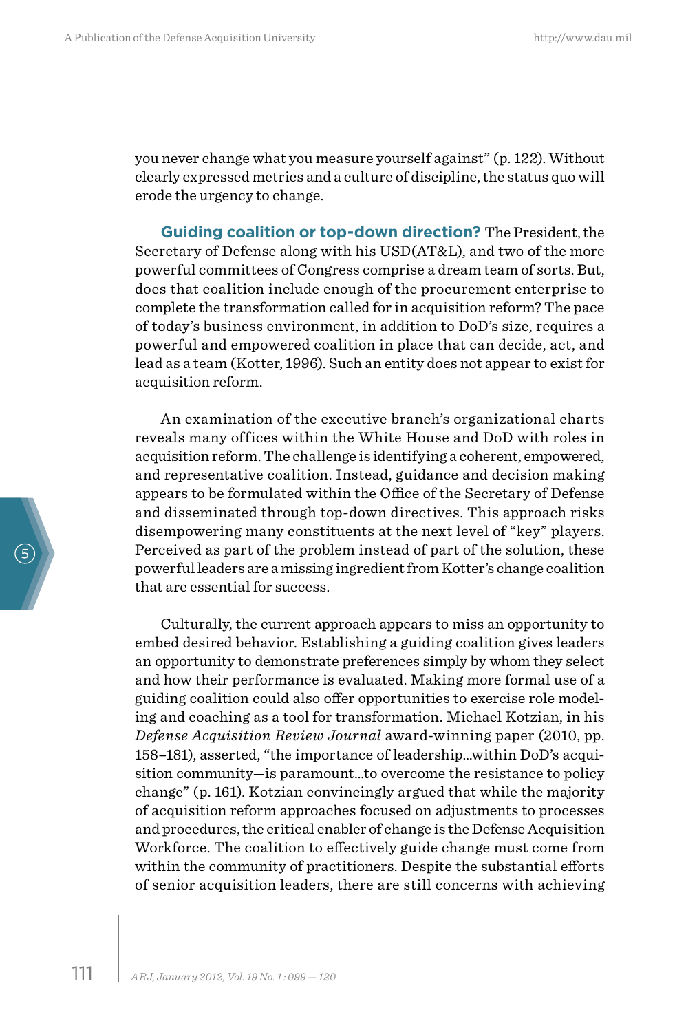you never change what you measure yourself against" (p. 122). Without clearly expressed metrics and a culture of discipline, the status quo will erode the urgency to change.

**Guiding coalition or top-down direction?** The President, the Secretary of Defense along with his USD(AT&L), and two of the more powerful committees of Congress comprise a dream team of sorts. But, does that coalition include enough of the procurement enterprise to complete the transformation called for in acquisition reform? The pace of today's business environment, in addition to DoD's size, requires a powerful and empowered coalition in place that can decide, act, and lead as a team (Kotter, 1996). Such an entity does not appear to exist for acquisition reform.

An examination of the executive branch's organizational charts reveals many offices within the White House and DoD with roles in acquisition reform. The challenge is identifying a coherent, empowered, and representative coalition. Instead, guidance and decision making appears to be formulated within the Office of the Secretary of Defense and disseminated through top-down directives. This approach risks disempowering many constituents at the next level of "key" players. Perceived as part of the problem instead of part of the solution, these powerful leaders are a missing ingredient from Kotter's change coalition that are essential for success.

Culturally, the current approach appears to miss an opportunity to embed desired behavior. Establishing a guiding coalition gives leaders an opportunity to demonstrate preferences simply by whom they select and how their performance is evaluated. Making more formal use of a guiding coalition could also offer opportunities to exercise role modeling and coaching as a tool for transformation. Michael Kotzian, in his *Defense Acquisition Review Journal* award-winning paper (2010, pp. 158–181), asserted, "the importance of leadership...within DoD's acquisition community—is paramount...to overcome the resistance to policy change" (p. 161). Kotzian convincingly argued that while the majority of acquisition reform approaches focused on adjustments to processes and procedures, the critical enabler of change is the Defense Acquisition Workforce. The coalition to effectively guide change must come from within the community of practitioners. Despite the substantial efforts of senior acquisition leaders, there are still concerns with achieving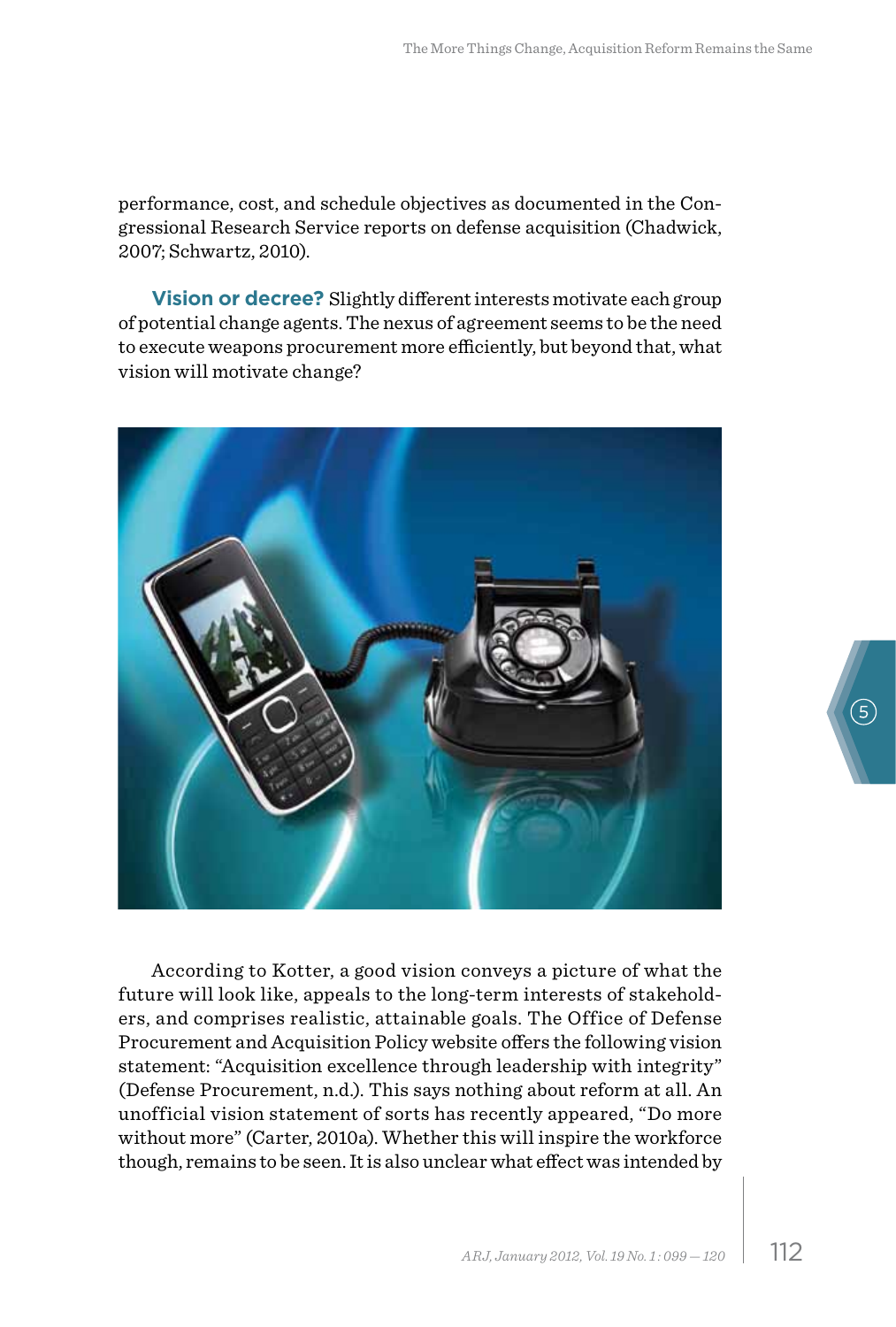performance, cost, and schedule objectives as documented in the Congressional Research Service reports on defense acquisition (Chadwick, 2007; Schwartz, 2010).

**Vision or decree?** Slightly different interests motivate each group of potential change agents. The nexus of agreement seems to be the need to execute weapons procurement more efficiently, but beyond that, what vision will motivate change?

According to Kotter, a good vision conveys a picture of what the future will look like, appeals to the long-term interests of stakeholders, and comprises realistic, attainable goals. The Office of Defense Procurement and Acquisition Policy website offers the following vision statement: "Acquisition excellence through leadership with integrity" (Defense Procurement, n.d.). This says nothing about reform at all. An unofficial vision statement of sorts has recently appeared, "Do more without more" (Carter, 2010a). Whether this will inspire the workforce though, remains to be seen. It is also unclear what effect was intended by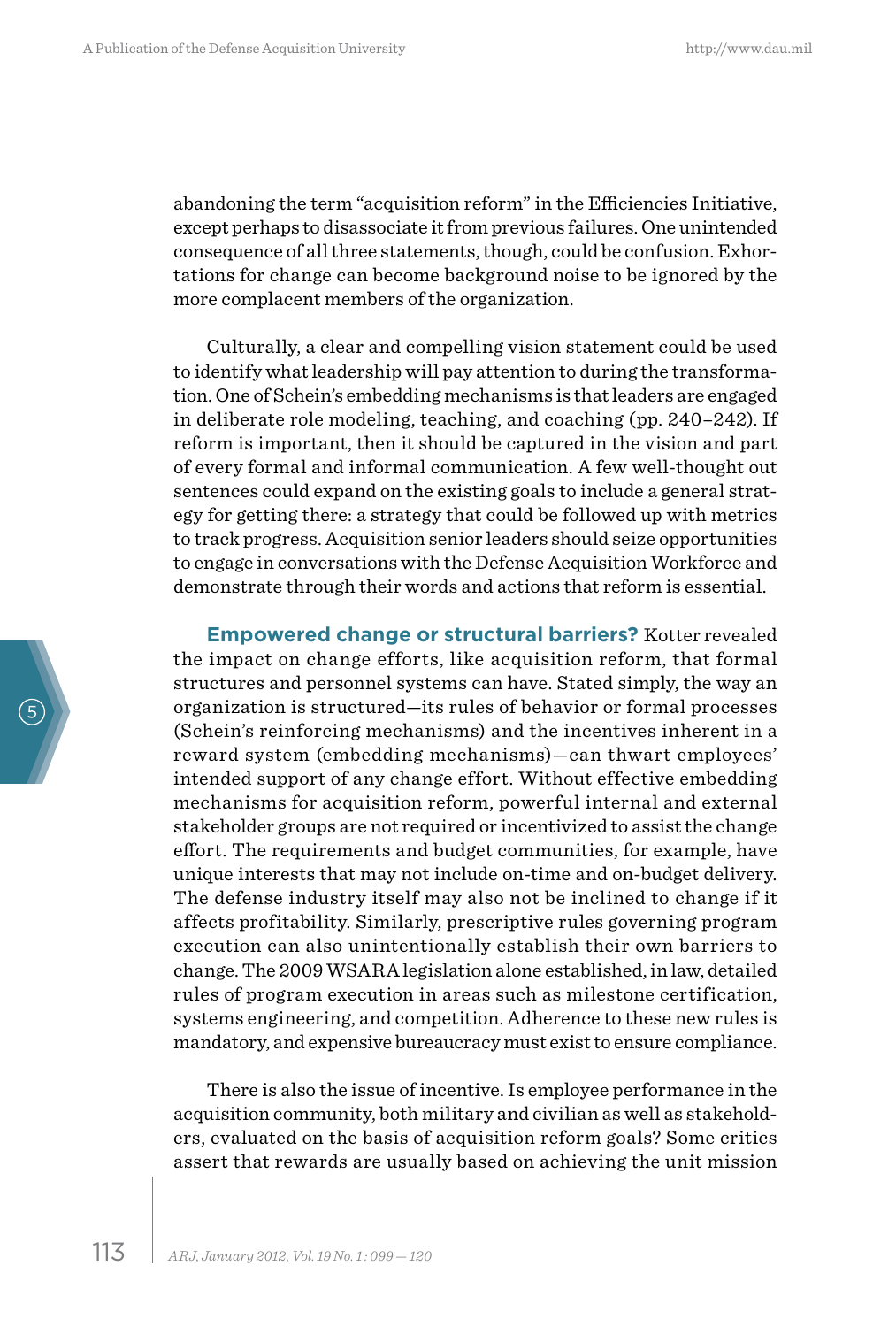abandoning the term "acquisition reform" in the Efficiencies Initiative, except perhaps to disassociate it from previous failures. One unintended consequence of all three statements, though, could be confusion. Exhortations for change can become background noise to be ignored by the more complacent members of the organization.

Culturally, a clear and compelling vision statement could be used to identify what leadership will pay attention to during the transformation. One of Schein's embedding mechanisms is that leaders are engaged in deliberate role modeling, teaching, and coaching (pp. 240–242). If reform is important, then it should be captured in the vision and part of every formal and informal communication. A few well-thought out sentences could expand on the existing goals to include a general strategy for getting there: a strategy that could be followed up with metrics to track progress. Acquisition senior leaders should seize opportunities to engage in conversations with the Defense Acquisition Workforce and demonstrate through their words and actions that reform is essential.

**Empowered change or structural barriers?** Kotter revealed the impact on change efforts, like acquisition reform, that formal structures and personnel systems can have. Stated simply, the way an organization is structured—its rules of behavior or formal processes (Schein's reinforcing mechanisms) and the incentives inherent in a reward system (embedding mechanisms)—can thwart employees' intended support of any change effort. Without effective embedding mechanisms for acquisition reform, powerful internal and external stakeholder groups are not required or incentivized to assist the change effort. The requirements and budget communities, for example, have unique interests that may not include on-time and on-budget delivery. The defense industry itself may also not be inclined to change if it affects profitability. Similarly, prescriptive rules governing program execution can also unintentionally establish their own barriers to change. The 2009 WSARA legislation alone established, in law, detailed rules of program execution in areas such as milestone certification, systems engineering, and competition. Adherence to these new rules is mandatory, and expensive bureaucracy must exist to ensure compliance.

There is also the issue of incentive. Is employee performance in the acquisition community, both military and civilian as well as stakeholders, evaluated on the basis of acquisition reform goals? Some critics assert that rewards are usually based on achieving the unit mission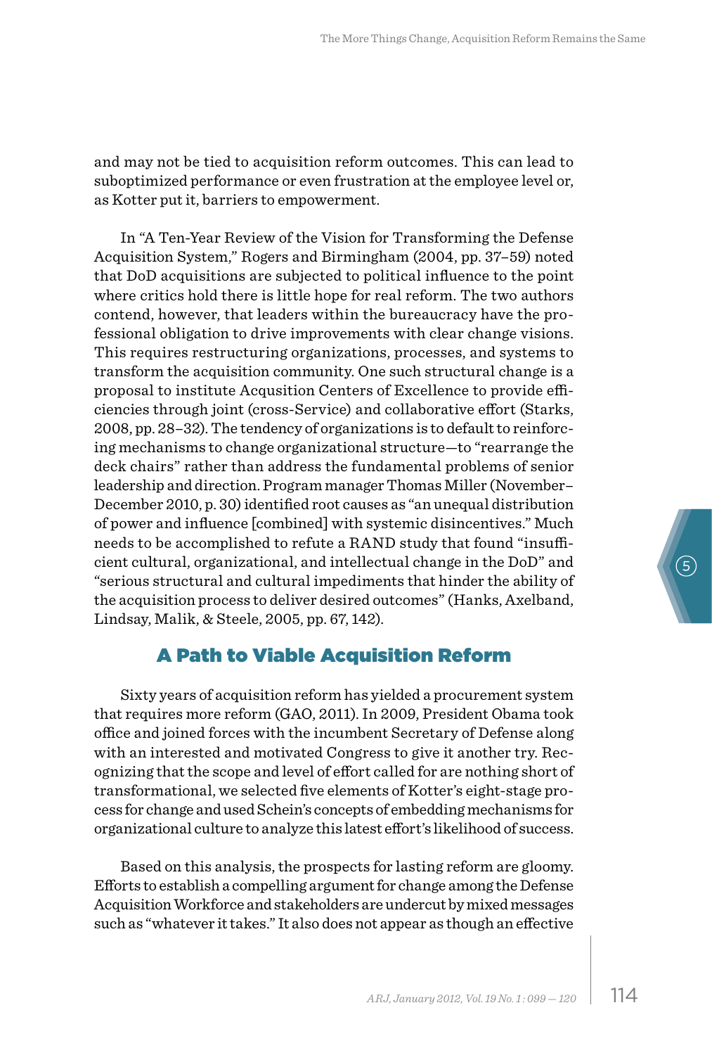and may not be tied to acquisition reform outcomes. This can lead to suboptimized performance or even frustration at the employee level or, as Kotter put it, barriers to empowerment.

In "A Ten-Year Review of the Vision for Transforming the Defense Acquisition System," Rogers and Birmingham (2004, pp. 37–59) noted that DoD acquisitions are subjected to political influence to the point where critics hold there is little hope for real reform. The two authors contend, however, that leaders within the bureaucracy have the professional obligation to drive improvements with clear change visions. This requires restructuring organizations, processes, and systems to transform the acquisition community. One such structural change is a proposal to institute Acqusition Centers of Excellence to provide efficiencies through joint (cross-Service) and collaborative effort (Starks, 2008, pp. 28–32). The tendency of organizations is to default to reinforcing mechanisms to change organizational structure—to "rearrange the deck chairs" rather than address the fundamental problems of senior leadership and direction. Program manager Thomas Miller (November–December 2010, p. 30) identified root causes as "an unequal distribution of power and influence [combined] with systemic disincentives." Much needs to be accomplished to refute a RAND study that found "insufficient cultural, organizational, and intellectual change in the DoD" and "serious structural and cultural impediments that hinder the ability of the acquisition process to deliver desired outcomes" (Hanks, Axelband, Lindsay, Malik, & Steele, 2005, pp. 67, 142).

## A Path to Viable Acquisition Reform

Sixty years of acquisition reform has yielded a procurement system that requires more reform (GAO, 2011). In 2009, President Obama took office and joined forces with the incumbent Secretary of Defense along with an interested and motivated Congress to give it another try. Recognizing that the scope and level of effort called for are nothing short of transformational, we selected five elements of Kotter's eight-stage process for change and used Schein's concepts of embedding mechanisms for organizational culture to analyze this latest effort's likelihood of success.

Based on this analysis, the prospects for lasting reform are gloomy. Efforts to establish a compelling argument for change among the Defense Acquisition Workforce and stakeholders are undercut by mixed messages such as "whatever it takes." It also does not appear as though an effective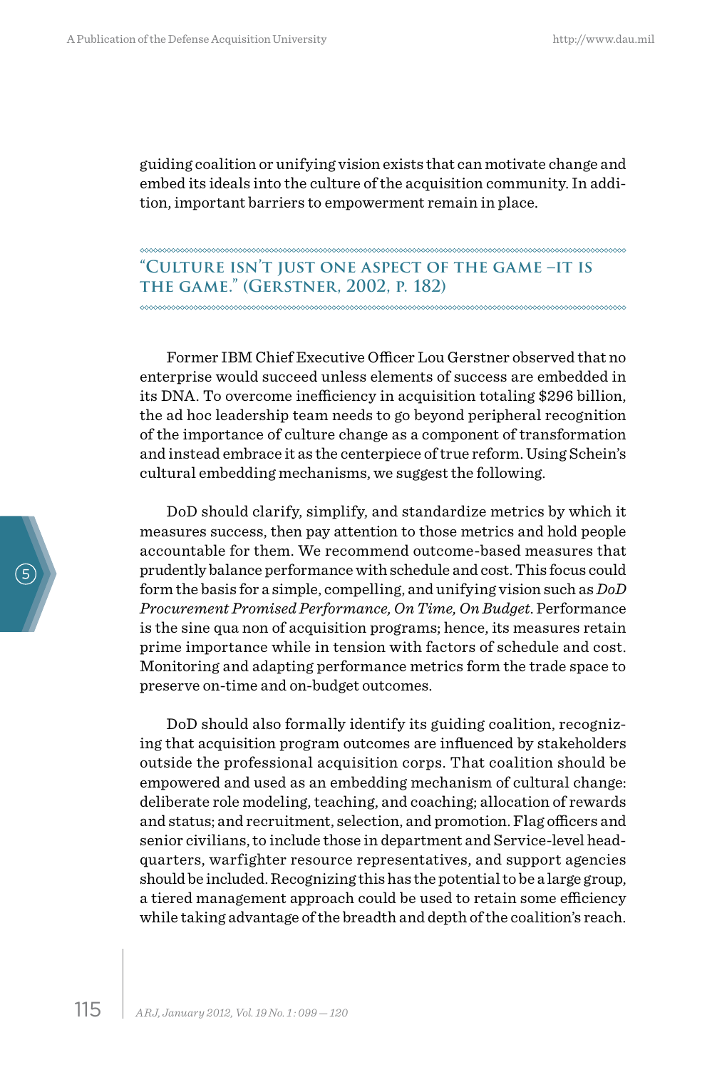guiding coalition or unifying vision exists that can motivate change and embed its ideals into the culture of the acquisition community. In addition, important barriers to empowerment remain in place.

## "Culture Isn't Just One Aspect of the Game –It Is the Game." (Gerstner, 2002, p. 182)

Former IBM Chief Executive Officer Lou Gerstner observed that no enterprise would succeed unless elements of success are embedded in its DNA. To overcome inefficiency in acquisition totaling $296 billion, the ad hoc leadership team needs to go beyond peripheral recognition of the importance of culture change as a component of transformation and instead embrace it as the centerpiece of true reform. Using Schein's cultural embedding mechanisms, we suggest the following.

DoD should clarify, simplify, and standardize metrics by which it measures success, then pay attention to those metrics and hold people accountable for them. We recommend outcome-based measures that prudently balance performance with schedule and cost. This focus could form the basis for a simple, compelling, and unifying vision such as *DoD Procurement Promised Performance, On Time, On Budget*. Performance is the sine qua non of acquisition programs; hence, its measures retain prime importance while in tension with factors of schedule and cost. Monitoring and adapting performance metrics form the trade space to preserve on-time and on-budget outcomes.

DoD should also formally identify its guiding coalition, recognizing that acquisition program outcomes are influenced by stakeholders outside the professional acquisition corps. That coalition should be empowered and used as an embedding mechanism of cultural change: deliberate role modeling, teaching, and coaching; allocation of rewards and status; and recruitment, selection, and promotion. Flag officers and senior civilians, to include those in department and Service-level headquarters, warfighter resource representatives, and support agencies should be included. Recognizing this has the potential to be a large group, a tiered management approach could be used to retain some efficiency while taking advantage of the breadth and depth of the coalition's reach.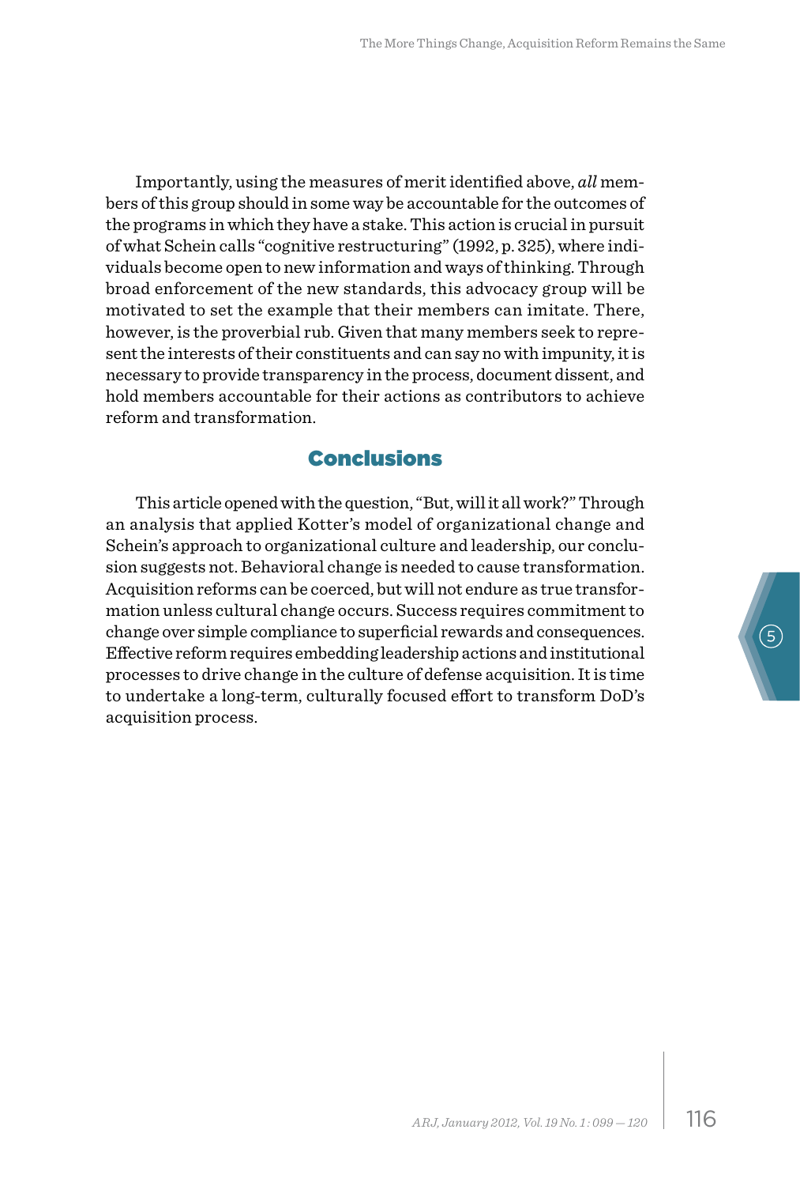Importantly, using the measures of merit identified above, *all* members of this group should in some way be accountable for the outcomes of the programs in which they have a stake. This action is crucial in pursuit of what Schein calls "cognitive restructuring" (1992, p. 325), where individuals become open to new information and ways of thinking. Through broad enforcement of the new standards, this advocacy group will be motivated to set the example that their members can imitate. There, however, is the proverbial rub. Given that many members seek to represent the interests of their constituents and can say no with impunity, it is necessary to provide transparency in the process, document dissent, and hold members accountable for their actions as contributors to achieve reform and transformation.

## Conclusions

This article opened with the question, "But, will it all work?" Through an analysis that applied Kotter's model of organizational change and Schein's approach to organizational culture and leadership, our conclusion suggests not. Behavioral change is needed to cause transformation. Acquisition reforms can be coerced, but will not endure as true transformation unless cultural change occurs. Success requires commitment to change over simple compliance to superficial rewards and consequences. Effective reform requires embedding leadership actions and institutional processes to drive change in the culture of defense acquisition. It is time to undertake a long-term, culturally focused effort to transform DoD's acquisition process.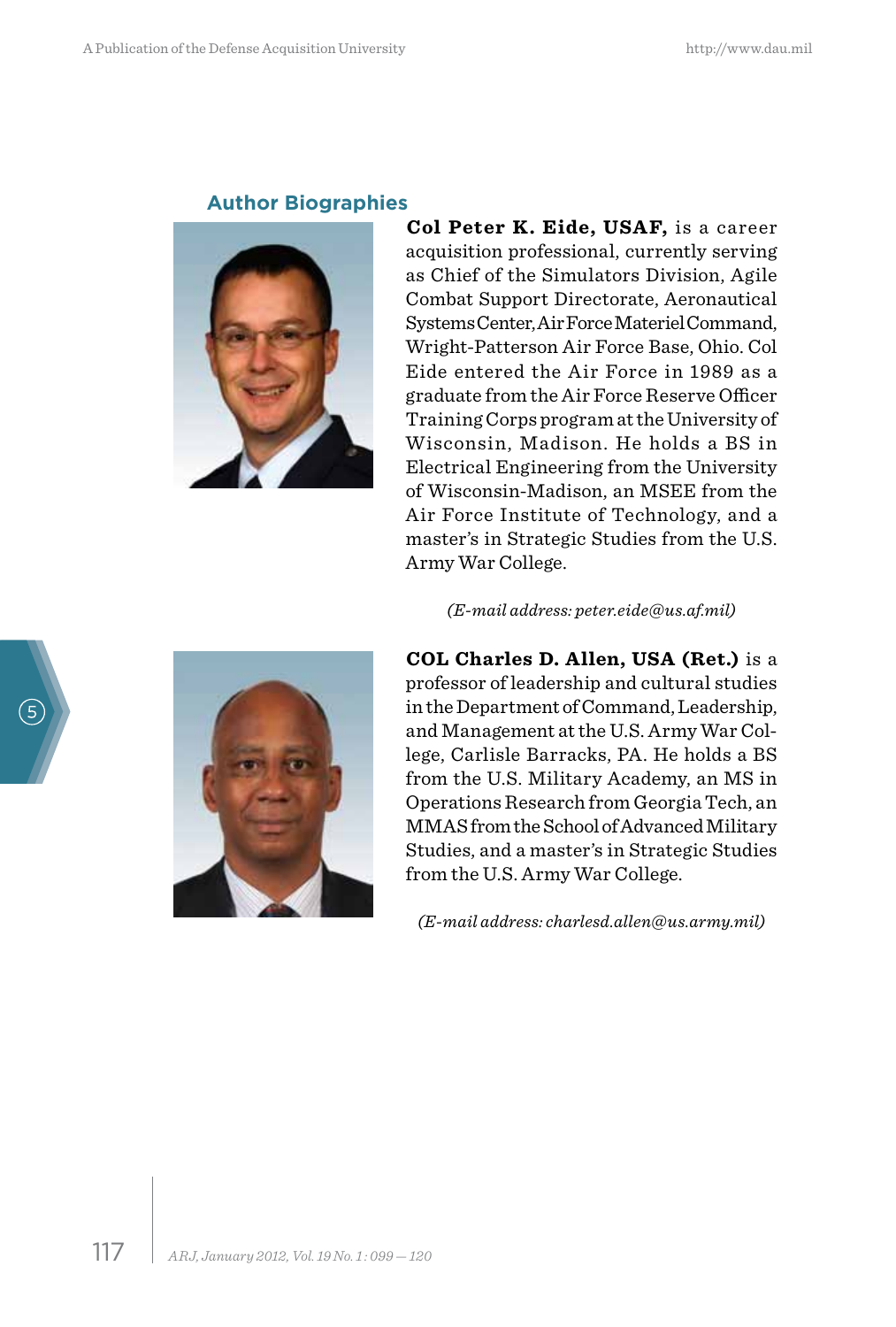## Author Biographies

**Col Peter K. Eide, USAF,** is a career acquisition professional, currently serving as Chief of the Simulators Division, Agile Combat Support Directorate, Aeronautical Systems Center, Air Force Materiel Command, Wright-Patterson Air Force Base, Ohio. Col Eide entered the Air Force in 1989 as a graduate from the Air Force Reserve Officer Training Corps program at the University of Wisconsin, Madison. He holds a BS in Electrical Engineering from the University of Wisconsin-Madison, an MSEE from the Air Force Institute of Technology, and a master's in Strategic Studies from the U.S. Army War College.

*(E-mail address: peter.eide@us.af.mil)*

**COL Charles D. Allen, USA (Ret.)** is a professor of leadership and cultural studies in the Department of Command, Leadership, and Management at the U.S. Army War College, Carlisle Barracks, PA. He holds a BS from the U.S. Military Academy, an MS in Operations Research from Georgia Tech, an MMAS from the School of Advanced Military Studies, and a master's in Strategic Studies from the U.S. Army War College.

*(E-mail address: charlesd.allen@us.army.mil)*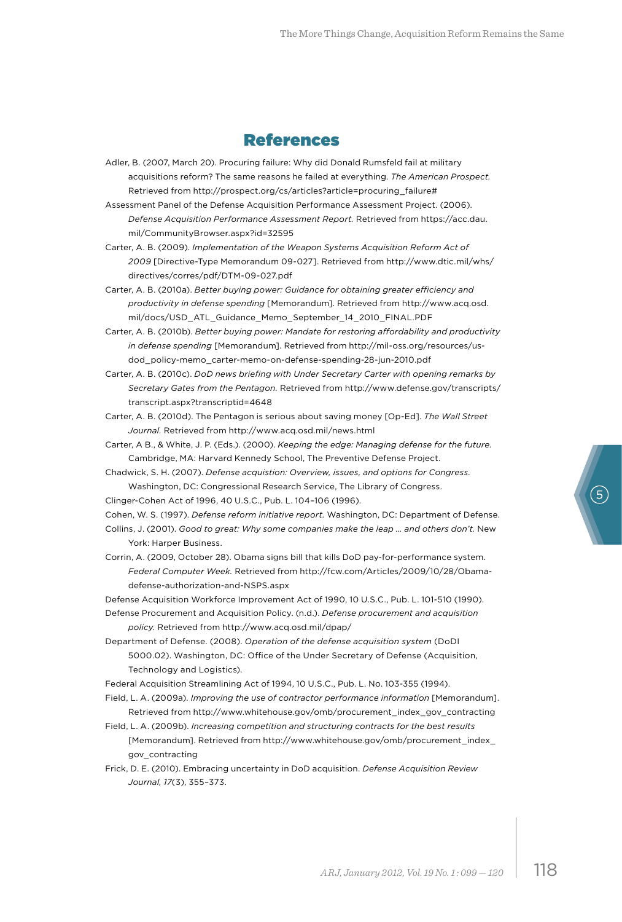## References

Adler, B. (2007, March 20). Procuring failure: Why did Donald Rumsfeld fail at military acquisitions reform? The same reasons he failed at everything. *The American Prospect.* Retrieved from http://prospect.org/cs/articles?article=procuring_failure#

Assessment Panel of the Defense Acquisition Performance Assessment Project. (2006). *Defense Acquisition Performance Assessment Report.* Retrieved from https://acc.dau.mil/CommunityBrowser.aspx?id=32595

Carter, A. B. (2009). *Implementation of the Weapon Systems Acquisition Reform Act of 2009* [Directive-Type Memorandum 09-027]. Retrieved from http://www.dtic.mil/whs/directives/corres/pdf/DTM-09-027.pdf

Carter, A. B. (2010a). *Better buying power: Guidance for obtaining greater efficiency and productivity in defense spending* [Memorandum]. Retrieved from http://www.acq.osd.mil/docs/USD_ATL_Guidance_Memo_September_14_2010_FINAL.PDF

Carter, A. B. (2010b). *Better buying power: Mandate for restoring affordability and productivity in defense spending* [Memorandum]. Retrieved from http://mil-oss.org/resources/us-dod_policy-memo_carter-memo-on-defense-spending-28-jun-2010.pdf

Carter, A. B. (2010c). *DoD news briefing with Under Secretary Carter with opening remarks by Secretary Gates from the Pentagon.* Retrieved from http://www.defense.gov/transcripts/transcript.aspx?transcriptid=4648

Carter, A. B. (2010d). The Pentagon is serious about saving money [Op-Ed]. *The Wall Street Journal.* Retrieved from http://www.acq.osd.mil/news.html

Carter, A B., & White, J. P. (Eds.). (2000). *Keeping the edge: Managing defense for the future.* Cambridge, MA: Harvard Kennedy School, The Preventive Defense Project.

Chadwick, S. H. (2007). *Defense acquistion: Overview, issues, and options for Congress.* Washington, DC: Congressional Research Service, The Library of Congress.

Clinger-Cohen Act of 1996, 40 U.S.C., Pub. L. 104–106 (1996).

Cohen, W. S. (1997). *Defense reform initiative report.* Washington, DC: Department of Defense.

Collins, J. (2001). *Good to great: Why some companies make the leap … and others don't.* New York: Harper Business.

Corrin, A. (2009, October 28). Obama signs bill that kills DoD pay-for-performance system. *Federal Computer Week.* Retrieved from http://fcw.com/Articles/2009/10/28/Obama-defense-authorization-and-NSPS.aspx

Defense Acquisition Workforce Improvement Act of 1990, 10 U.S.C., Pub. L. 101-510 (1990).

Defense Procurement and Acquisition Policy. (n.d.). *Defense procurement and acquisition policy.* Retrieved from http://www.acq.osd.mil/dpap/

Department of Defense. (2008). *Operation of the defense acquisition system* (DoDI 5000.02). Washington, DC: Office of the Under Secretary of Defense (Acquisition, Technology and Logistics).

Federal Acquisition Streamlining Act of 1994, 10 U.S.C., Pub. L. No. 103-355 (1994).

Field, L. A. (2009a). *Improving the use of contractor performance information* [Memorandum]. Retrieved from http://www.whitehouse.gov/omb/procurement_index_gov_contracting

Field, L. A. (2009b). *Increasing competition and structuring contracts for the best results* [Memorandum]. Retrieved from http://www.whitehouse.gov/omb/procurement_index_gov_contracting

Frick, D. E. (2010). Embracing uncertainty in DoD acquisition. *Defense Acquisition Review Journal, 17*(3), 355–373.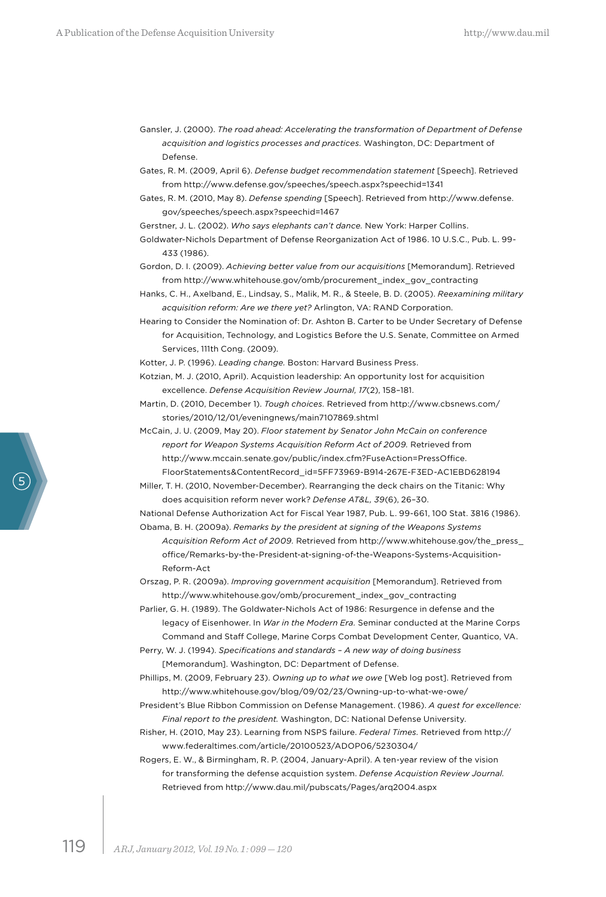Gansler, J. (2000). *The road ahead: Accelerating the transformation of Department of Defense acquisition and logistics processes and practices.* Washington, DC: Department of Defense.

Gates, R. M. (2009, April 6). *Defense budget recommendation statement* [Speech]. Retrieved from http://www.defense.gov/speeches/speech.aspx?speechid=1341

Gates, R. M. (2010, May 8). *Defense spending* [Speech]. Retrieved from http://www.defense.gov/speeches/speech.aspx?speechid=1467

Gerstner, J. L. (2002). *Who says elephants can't dance.* New York: Harper Collins.

Goldwater-Nichols Department of Defense Reorganization Act of 1986. 10 U.S.C., Pub. L. 99-433 (1986).

Gordon, D. I. (2009). *Achieving better value from our acquisitions* [Memorandum]. Retrieved from http://www.whitehouse.gov/omb/procurement_index_gov_contracting

Hanks, C. H., Axelband, E., Lindsay, S., Malik, M. R., & Steele, B. D. (2005). *Reexamining military acquisition reform: Are we there yet?* Arlington, VA: RAND Corporation.

Hearing to Consider the Nomination of: Dr. Ashton B. Carter to be Under Secretary of Defense for Acquisition, Technology, and Logistics Before the U.S. Senate, Committee on Armed Services, 111th Cong. (2009).

Kotter, J. P. (1996). *Leading change.* Boston: Harvard Business Press.

Kotzian, M. J. (2010, April). Acquistion leadership: An opportunity lost for acquisition excellence. *Defense Acquisition Review Journal, 17*(2), 158–181.

Martin, D. (2010, December 1). *Tough choices.* Retrieved from http://www.cbsnews.com/stories/2010/12/01/eveningnews/main7107869.shtml

McCain, J. U. (2009, May 20). *Floor statement by Senator John McCain on conference report for Weapon Systems Acquisition Reform Act of 2009.* Retrieved from http://www.mccain.senate.gov/public/index.cfm?FuseAction=PressOffice.FloorStatements&ContentRecord_id=5FF73969-B914-267E-F3ED-AC1EBD628194

Miller, T. H. (2010, November-December). Rearranging the deck chairs on the Titanic: Why does acquisition reform never work? *Defense AT&L, 39*(6), 26–30.

National Defense Authorization Act for Fiscal Year 1987, Pub. L. 99-661, 100 Stat. 3816 (1986).

Obama, B. H. (2009a). *Remarks by the president at signing of the Weapons Systems Acquisition Reform Act of 2009.* Retrieved from http://www.whitehouse.gov/the_press_office/Remarks-by-the-President-at-signing-of-the-Weapons-Systems-Acquisition-Reform-Act

Orszag, P. R. (2009a). *Improving government acquisition* [Memorandum]. Retrieved from http://www.whitehouse.gov/omb/procurement_index_gov_contracting

Parlier, G. H. (1989). The Goldwater-Nichols Act of 1986: Resurgence in defense and the legacy of Eisenhower. In *War in the Modern Era.* Seminar conducted at the Marine Corps Command and Staff College, Marine Corps Combat Development Center, Quantico, VA.

Perry, W. J. (1994). *Specifications and standards – A new way of doing business* [Memorandum]. Washington, DC: Department of Defense.

Phillips, M. (2009, February 23). *Owning up to what we owe* [Web log post]. Retrieved from http://www.whitehouse.gov/blog/09/02/23/Owning-up-to-what-we-owe/

President's Blue Ribbon Commission on Defense Management. (1986). *A quest for excellence: Final report to the president.* Washington, DC: National Defense University.

Risher, H. (2010, May 23). Learning from NSPS failure. *Federal Times.* Retrieved from http://www.federaltimes.com/article/20100523/ADOP06/5230304/

Rogers, E. W., & Birmingham, R. P. (2004, January-April). A ten-year review of the vision for transforming the defense acquistion system. *Defense Acquistion Review Journal.* Retrieved from http://www.dau.mil/pubscats/Pages/arq2004.aspx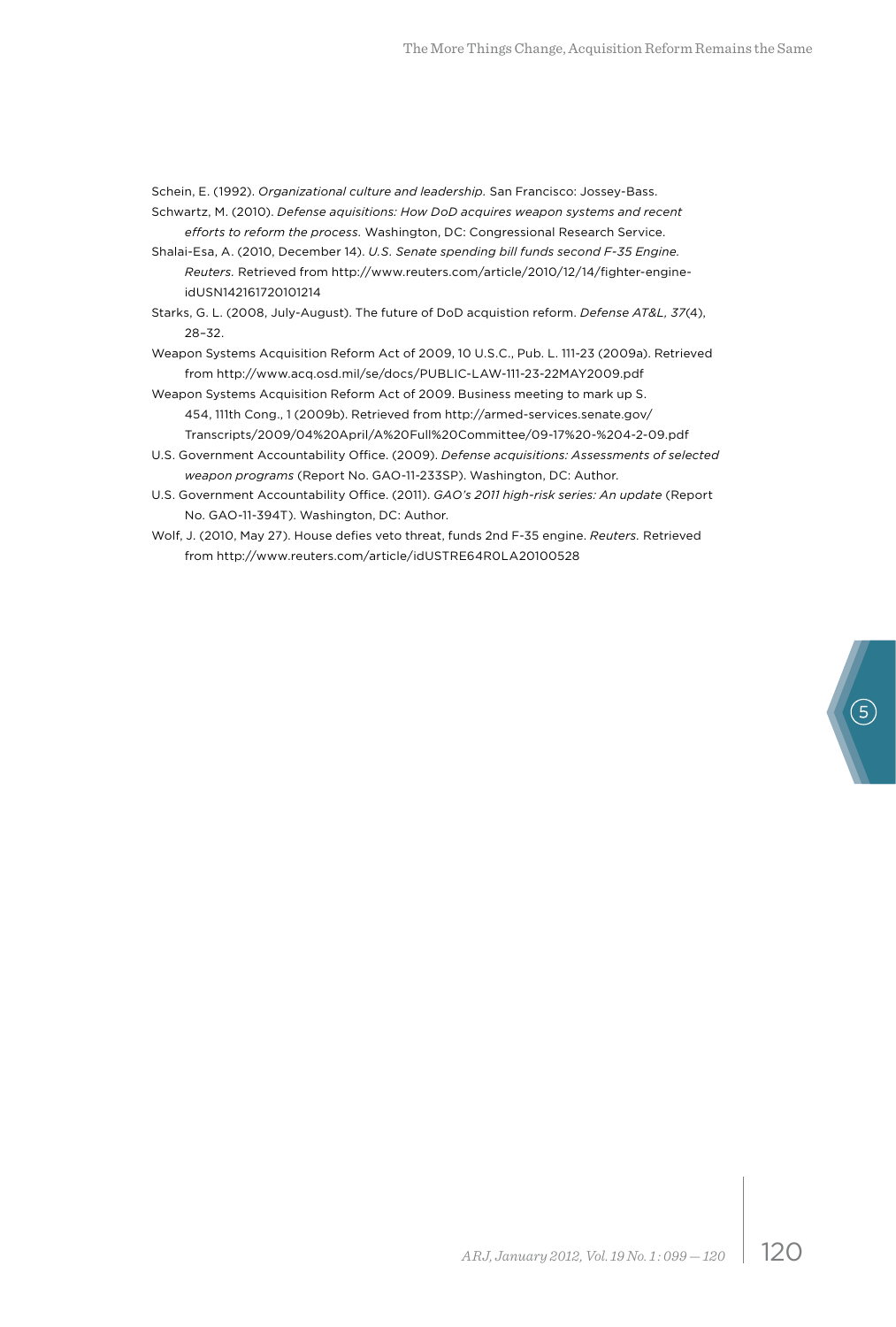Schein, E. (1992). *Organizational culture and leadership.* San Francisco: Jossey-Bass.

Schwartz, M. (2010). *Defense aquisitions: How DoD acquires weapon systems and recent efforts to reform the process.* Washington, DC: Congressional Research Service.

Shalai-Esa, A. (2010, December 14). *U.S. Senate spending bill funds second F-35 Engine. Reuters.* Retrieved from http://www.reuters.com/article/2010/12/14/fighter-engine-idUSN142161720101214

Starks, G. L. (2008, July-August). The future of DoD acquistion reform. *Defense AT&L, 37*(4), 28–32.

Weapon Systems Acquisition Reform Act of 2009, 10 U.S.C., Pub. L. 111-23 (2009a). Retrieved from http://www.acq.osd.mil/se/docs/PUBLIC-LAW-111-23-22MAY2009.pdf

Weapon Systems Acquisition Reform Act of 2009. Business meeting to mark up S. 454, 111th Cong., 1 (2009b). Retrieved from http://armed-services.senate.gov/Transcripts/2009/04%20April/A%20Full%20Committee/09-17%20-%204-2-09.pdf

U.S. Government Accountability Office. (2009). *Defense acquisitions: Assessments of selected weapon programs* (Report No. GAO-11-233SP). Washington, DC: Author.

U.S. Government Accountability Office. (2011). *GAO's 2011 high-risk series: An update* (Report No. GAO-11-394T). Washington, DC: Author.

Wolf, J. (2010, May 27). House defies veto threat, funds 2nd F-35 engine. *Reuters.* Retrieved from http://www.reuters.com/article/idUSTRE64R0LA20100528